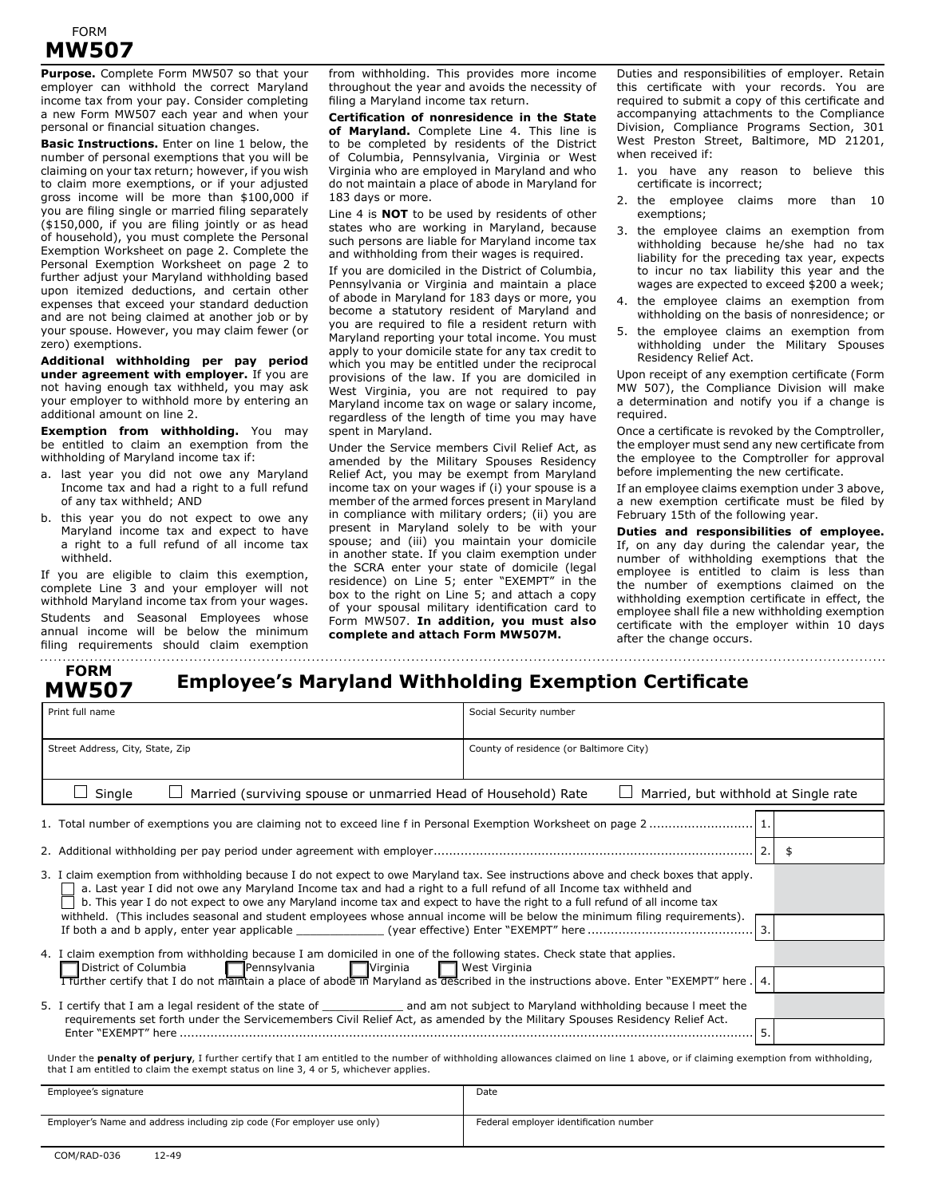FORM
**MW507**

**Purpose.** Complete Form MW507 so that your employer can withhold the correct Maryland income tax from your pay. Consider completing a new Form MW507 each year and when your personal or financial situation changes.

**Basic Instructions.** Enter on line 1 below, the number of personal exemptions that you will be claiming on your tax return; however, if you wish to claim more exemptions, or if your adjusted gross income will be more than $100,000 if you are filing single or married filing separately ($150,000, if you are filing jointly or as head of household), you must complete the Personal Exemption Worksheet on page 2. Complete the Personal Exemption Worksheet on page 2 to further adjust your Maryland withholding based upon itemized deductions, and certain other expenses that exceed your standard deduction and are not being claimed at another job or by your spouse. However, you may claim fewer (or zero) exemptions.

**Additional withholding per pay period under agreement with employer.** If you are not having enough tax withheld, you may ask your employer to withhold more by entering an additional amount on line 2.

**Exemption from withholding.** You may be entitled to claim an exemption from the withholding of Maryland income tax if:

a. last year you did not owe any Maryland Income tax and had a right to a full refund of any tax withheld; AND

b. this year you do not expect to owe any Maryland income tax and expect to have a right to a full refund of all income tax withheld.

If you are eligible to claim this exemption, complete Line 3 and your employer will not withhold Maryland income tax from your wages.

Students and Seasonal Employees whose annual income will be below the minimum filing requirements should claim exemption from withholding. This provides more income throughout the year and avoids the necessity of filing a Maryland income tax return.

**Certification of nonresidence in the State of Maryland.** Complete Line 4. This line is to be completed by residents of the District of Columbia, Pennsylvania, Virginia or West Virginia who are employed in Maryland and who do not maintain a place of abode in Maryland for 183 days or more.

Line 4 is **NOT** to be used by residents of other states who are working in Maryland, because such persons are liable for Maryland income tax and withholding from their wages is required.

If you are domiciled in the District of Columbia, Pennsylvania or Virginia and maintain a place of abode in Maryland for 183 days or more, you become a statutory resident of Maryland and you are required to file a resident return with Maryland reporting your total income. You must apply to your domicile state for any tax credit to which you may be entitled under the reciprocal provisions of the law. If you are domiciled in West Virginia, you are not required to pay Maryland income tax on wage or salary income, regardless of the length of time you may have spent in Maryland.

Under the Service members Civil Relief Act, as amended by the Military Spouses Residency Relief Act, you may be exempt from Maryland income tax on your wages if (i) your spouse is a member of the armed forces present in Maryland in compliance with military orders; (ii) you are present in Maryland solely to be with your spouse; and (iii) you maintain your domicile in another state. If you claim exemption under the SCRA enter your state of domicile (legal residence) on Line 5; enter "EXEMPT" in the box to the right on Line 5; and attach a copy of your spousal military identification card to Form MW507. **In addition, you must also complete and attach Form MW507M.**

Duties and responsibilities of employer. Retain this certificate with your records. You are required to submit a copy of this certificate and accompanying attachments to the Compliance Division, Compliance Programs Section, 301 West Preston Street, Baltimore, MD 21201, when received if:

1. you have any reason to believe this certificate is incorrect;
2. the employee claims more than 10 exemptions;
3. the employee claims an exemption from withholding because he/she had no tax liability for the preceding tax year, expects to incur no tax liability this year and the wages are expected to exceed $200 a week;
4. the employee claims an exemption from withholding on the basis of nonresidence; or
5. the employee claims an exemption from withholding under the Military Spouses Residency Relief Act.

Upon receipt of any exemption certificate (Form MW 507), the Compliance Division will make a determination and notify you if a change is required.

Once a certificate is revoked by the Comptroller, the employer must send any new certificate from the employee to the Comptroller for approval before implementing the new certificate.

If an employee claims exemption under 3 above, a new exemption certificate must be filed by February 15th of the following year.

**Duties and responsibilities of employee.** If, on any day during the calendar year, the number of withholding exemptions that the employee is entitled to claim is less than the number of exemptions claimed on the withholding exemption certificate in effect, the employee shall file a new withholding exemption certificate with the employer within 10 days after the change occurs.

---

**FORM MW507**

## Employee's Maryland Withholding Exemption Certificate

| Print full name | Social Security number |
|---|---|
| Street Address, City, State, Zip | County of residence (or Baltimore City) |

☐ Single ☐ Married (surviving spouse or unmarried Head of Household) Rate ☐ Married, but withhold at Single rate

1. Total number of exemptions you are claiming not to exceed line f in Personal Exemption Worksheet on page 2 .......................... 1. ______

2. Additional withholding per pay period under agreement with employer.................................................................................. 2. $ ______

3. I claim exemption from withholding because I do not expect to owe Maryland tax. See instructions above and check boxes that apply.
   ☐ a. Last year I did not owe any Maryland Income tax and had a right to a full refund of all Income tax withheld and
   ☐ b. This year I do not expect to owe any Maryland income tax and expect to have the right to a full refund of all income tax withheld. (This includes seasonal and student employees whose annual income will be below the minimum filing requirements).
   If both a and b apply, enter year applicable ____________ (year effective) Enter "EXEMPT" here .......................................... 3. ______

4. I claim exemption from withholding because I am domiciled in one of the following states. Check state that applies.
   ☐ District of Columbia ☐ Pennsylvania ☐ Virginia ☐ West Virginia
   I further certify that I do not maintain a place of abode in Maryland as described in the instructions above. Enter "EXEMPT" here . 4. ______

5. I certify that I am a legal resident of the state of ____________ and am not subject to Maryland withholding because I meet the requirements set forth under the Servicemembers Civil Relief Act, as amended by the Military Spouses Residency Relief Act.
   Enter "EXEMPT" here ..................................................................................................................................... 5. ______

Under the **penalty of perjury**, I further certify that I am entitled to the number of withholding allowances claimed on line 1 above, or if claiming exemption from withholding, that I am entitled to claim the exempt status on line 3, 4 or 5, whichever applies.

| Employee's signature | Date |
|---|---|
| Employer's Name and address including zip code (For employer use only) | Federal employer identification number |

COM/RAD-036 12-49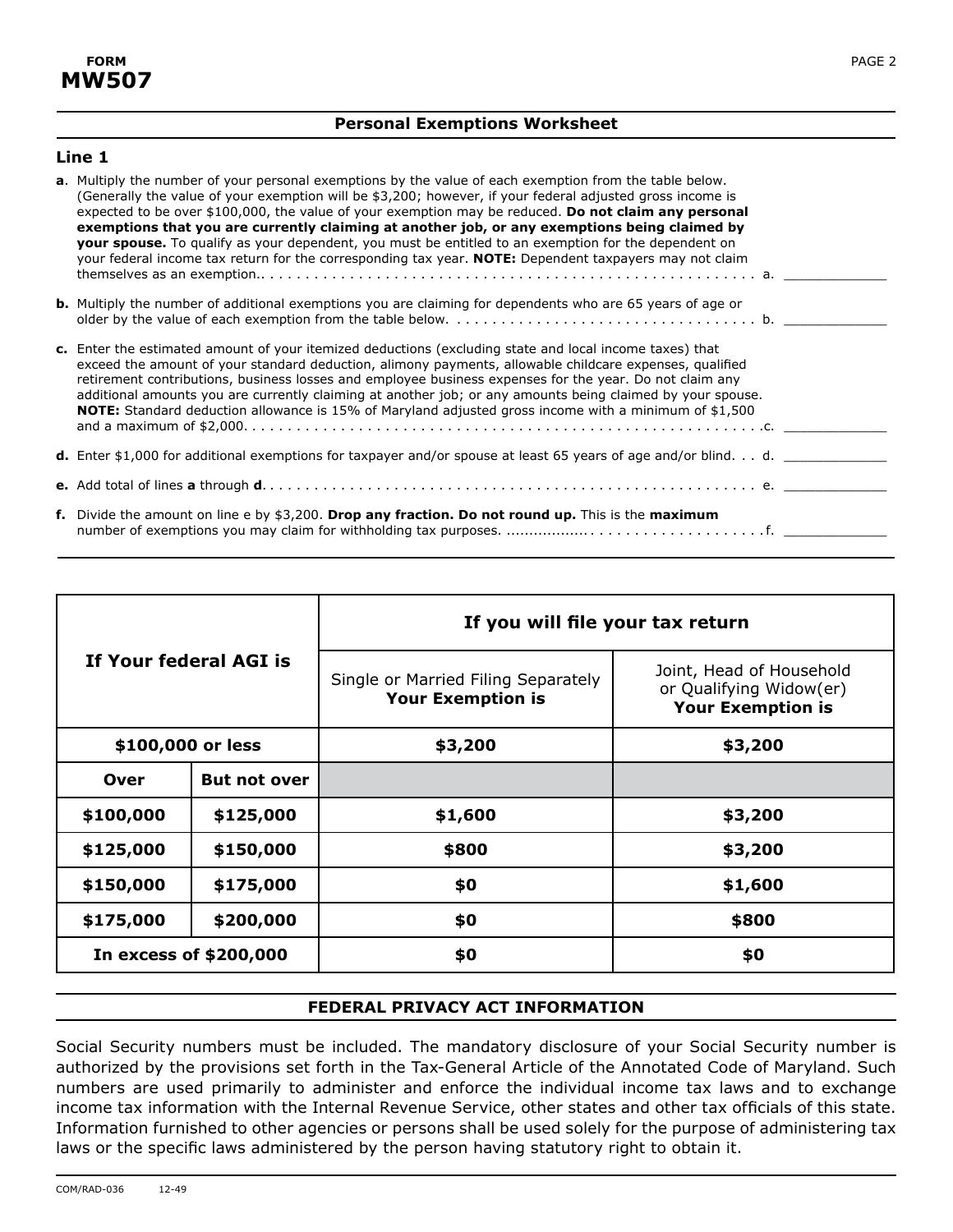**FORM MW507**

## Personal Exemptions Worksheet

### Line 1

**a**. Multiply the number of your personal exemptions by the value of each exemption from the table below. (Generally the value of your exemption will be $3,200; however, if your federal adjusted gross income is expected to be over $100,000, the value of your exemption may be reduced. **Do not claim any personal exemptions that you are currently claiming at another job, or any exemptions being claimed by your spouse.** To qualify as your dependent, you must be entitled to an exemption for the dependent on your federal income tax return for the corresponding tax year. **NOTE:** Dependent taxpayers may not claim themselves as an exemption. . . . . . . . . . . . . . . . . . . . . . . . . . . . . . . . . . . . . . . . . . . . . . . . . . . . . . . . . . a. _____________

**b.** Multiply the number of additional exemptions you are claiming for dependents who are 65 years of age or older by the value of each exemption from the table below. . . . . . . . . . . . . . . . . . . . . . . . . . . . . . . . . . . . b. _____________

**c.** Enter the estimated amount of your itemized deductions (excluding state and local income taxes) that exceed the amount of your standard deduction, alimony payments, allowable childcare expenses, qualified retirement contributions, business losses and employee business expenses for the year. Do not claim any additional amounts you are currently claiming at another job; or any amounts being claimed by your spouse. **NOTE:** Standard deduction allowance is 15% of Maryland adjusted gross income with a minimum of $1,500 and a maximum of $2,000. . . . . . . . . . . . . . . . . . . . . . . . . . . . . . . . . . . . . . . . . . . . . . . . . . . . . . . . . . . .c. _____________

**d.** Enter $1,000 for additional exemptions for taxpayer and/or spouse at least 65 years of age and/or blind. . . d. _____________

**e.** Add total of lines **a** through **d**. . . . . . . . . . . . . . . . . . . . . . . . . . . . . . . . . . . . . . . . . . . . . . . . . . . . . . . . e. _____________

**f.** Divide the amount on line e by $3,200. **Drop any fraction. Do not round up.** This is the **maximum** number of exemptions you may claim for withholding tax purposes. ................. . . . . . . . . . . . . . . . . . . . . .f. _____________

| If Your federal AGI is | | If you will file your tax return | |
|---|---|---|---|
| | | Single or Married Filing Separately **Your Exemption is** | Joint, Head of Household or Qualifying Widow(er) **Your Exemption is** |
| **$100,000 or less** | | **$3,200** | **$3,200** |
| **Over** | **But not over** | | |
| **$100,000** | **$125,000** | **$1,600** | **$3,200** |
| **$125,000** | **$150,000** | **$800** | **$3,200** |
| **$150,000** | **$175,000** | **$0** | **$1,600** |
| **$175,000** | **$200,000** | **$0** | **$800** |
| **In excess of $200,000** | | **$0** | **$0** |

## FEDERAL PRIVACY ACT INFORMATION

Social Security numbers must be included. The mandatory disclosure of your Social Security number is authorized by the provisions set forth in the Tax-General Article of the Annotated Code of Maryland. Such numbers are used primarily to administer and enforce the individual income tax laws and to exchange income tax information with the Internal Revenue Service, other states and other tax officials of this state. Information furnished to other agencies or persons shall be used solely for the purpose of administering tax laws or the specific laws administered by the person having statutory right to obtain it.

COM/RAD-036 12-49